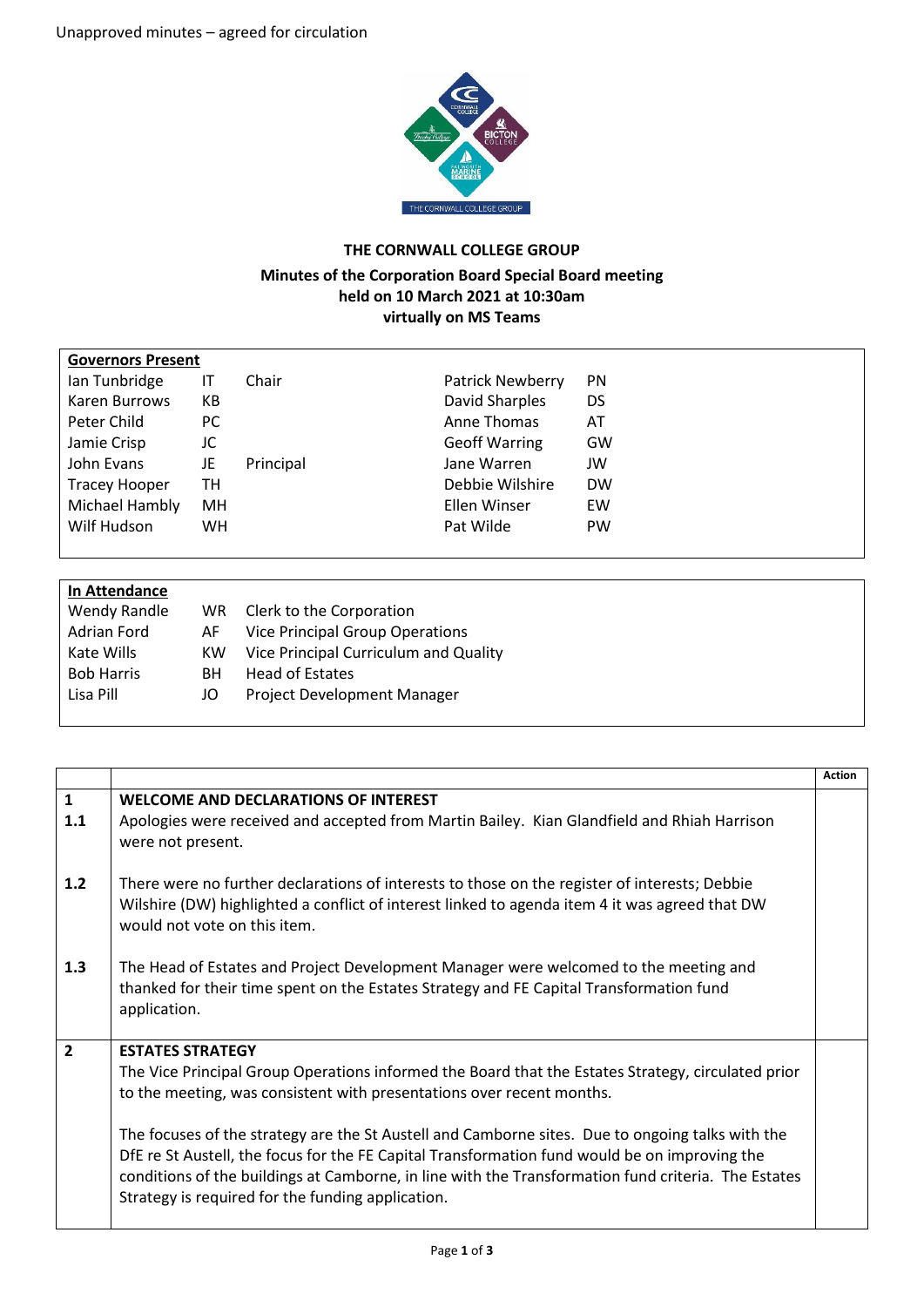Unapproved minutes – agreed for circulation

# THE CORNWALL COLLEGE GROUP

## Minutes of the Corporation Board Special Board meeting held on 10 March 2021 at 10:30am virtually on MS Teams

| **Governors Present** | | | | |
|---|---|---|---|---|
| Ian Tunbridge | IT | Chair | Patrick Newberry | PN |
| Karen Burrows | KB | | David Sharples | DS |
| Peter Child | PC | | Anne Thomas | AT |
| Jamie Crisp | JC | | Geoff Warring | GW |
| John Evans | JE | Principal | Jane Warren | JW |
| Tracey Hooper | TH | | Debbie Wilshire | DW |
| Michael Hambly | MH | | Ellen Winser | EW |
| Wilf Hudson | WH | | Pat Wilde | PW |

| **In Attendance** | | |
|---|---|---|
| Wendy Randle | WR | Clerk to the Corporation |
| Adrian Ford | AF | Vice Principal Group Operations |
| Kate Wills | KW | Vice Principal Curriculum and Quality |
| Bob Harris | BH | Head of Estates |
| Lisa Pill | JO | Project Development Manager |

| | | **Action** |
|---|---|---|
| **1** | **WELCOME AND DECLARATIONS OF INTEREST** | |
| **1.1** | Apologies were received and accepted from Martin Bailey. Kian Glandfield and Rhiah Harrison were not present. | |
| **1.2** | There were no further declarations of interests to those on the register of interests; Debbie Wilshire (DW) highlighted a conflict of interest linked to agenda item 4 it was agreed that DW would not vote on this item. | |
| **1.3** | The Head of Estates and Project Development Manager were welcomed to the meeting and thanked for their time spent on the Estates Strategy and FE Capital Transformation fund application. | |
| **2** | **ESTATES STRATEGY**<br>The Vice Principal Group Operations informed the Board that the Estates Strategy, circulated prior to the meeting, was consistent with presentations over recent months.<br><br>The focuses of the strategy are the St Austell and Camborne sites. Due to ongoing talks with the DfE re St Austell, the focus for the FE Capital Transformation fund would be on improving the conditions of the buildings at Camborne, in line with the Transformation fund criteria. The Estates Strategy is required for the funding application. | |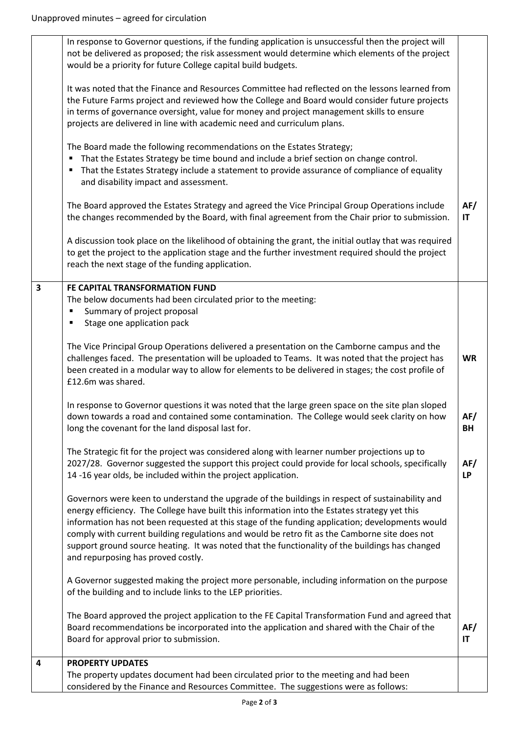Unapproved minutes – agreed for circulation

| | | |
|---|---|---|
| | In response to Governor questions, if the funding application is unsuccessful then the project will not be delivered as proposed; the risk assessment would determine which elements of the project would be a priority for future College capital build budgets.<br><br>It was noted that the Finance and Resources Committee had reflected on the lessons learned from the Future Farms project and reviewed how the College and Board would consider future projects in terms of governance oversight, value for money and project management skills to ensure projects are delivered in line with academic need and curriculum plans.<br><br>The Board made the following recommendations on the Estates Strategy;<br>▪ That the Estates Strategy be time bound and include a brief section on change control.<br>▪ That the Estates Strategy include a statement to provide assurance of compliance of equality and disability impact and assessment.<br><br>The Board approved the Estates Strategy and agreed the Vice Principal Group Operations include the changes recommended by the Board, with final agreement from the Chair prior to submission.<br><br>A discussion took place on the likelihood of obtaining the grant, the initial outlay that was required to get the project to the application stage and the further investment required should the project reach the next stage of the funding application. | AF/ IT |
| **3** | **FE CAPITAL TRANSFORMATION FUND**<br>The below documents had been circulated prior to the meeting:<br>▪ Summary of project proposal<br>▪ Stage one application pack<br><br>The Vice Principal Group Operations delivered a presentation on the Camborne campus and the challenges faced. The presentation will be uploaded to Teams. It was noted that the project has been created in a modular way to allow for elements to be delivered in stages; the cost profile of £12.6m was shared.<br><br>In response to Governor questions it was noted that the large green space on the site plan sloped down towards a road and contained some contamination. The College would seek clarity on how long the covenant for the land disposal last for.<br><br>The Strategic fit for the project was considered along with learner number projections up to 2027/28. Governor suggested the support this project could provide for local schools, specifically 14 -16 year olds, be included within the project application.<br><br>Governors were keen to understand the upgrade of the buildings in respect of sustainability and energy efficiency. The College have built this information into the Estates strategy yet this information has not been requested at this stage of the funding application; developments would comply with current building regulations and would be retro fit as the Camborne site does not support ground source heating. It was noted that the functionality of the buildings has changed and repurposing has proved costly.<br><br>A Governor suggested making the project more personable, including information on the purpose of the building and to include links to the LEP priorities.<br><br>The Board approved the project application to the FE Capital Transformation Fund and agreed that Board recommendations be incorporated into the application and shared with the Chair of the Board for approval prior to submission. | WR<br><br>AF/ BH<br><br>AF/ LP<br><br>AF/ IT |
| **4** | **PROPERTY UPDATES**<br>The property updates document had been circulated prior to the meeting and had been considered by the Finance and Resources Committee. The suggestions were as follows: | |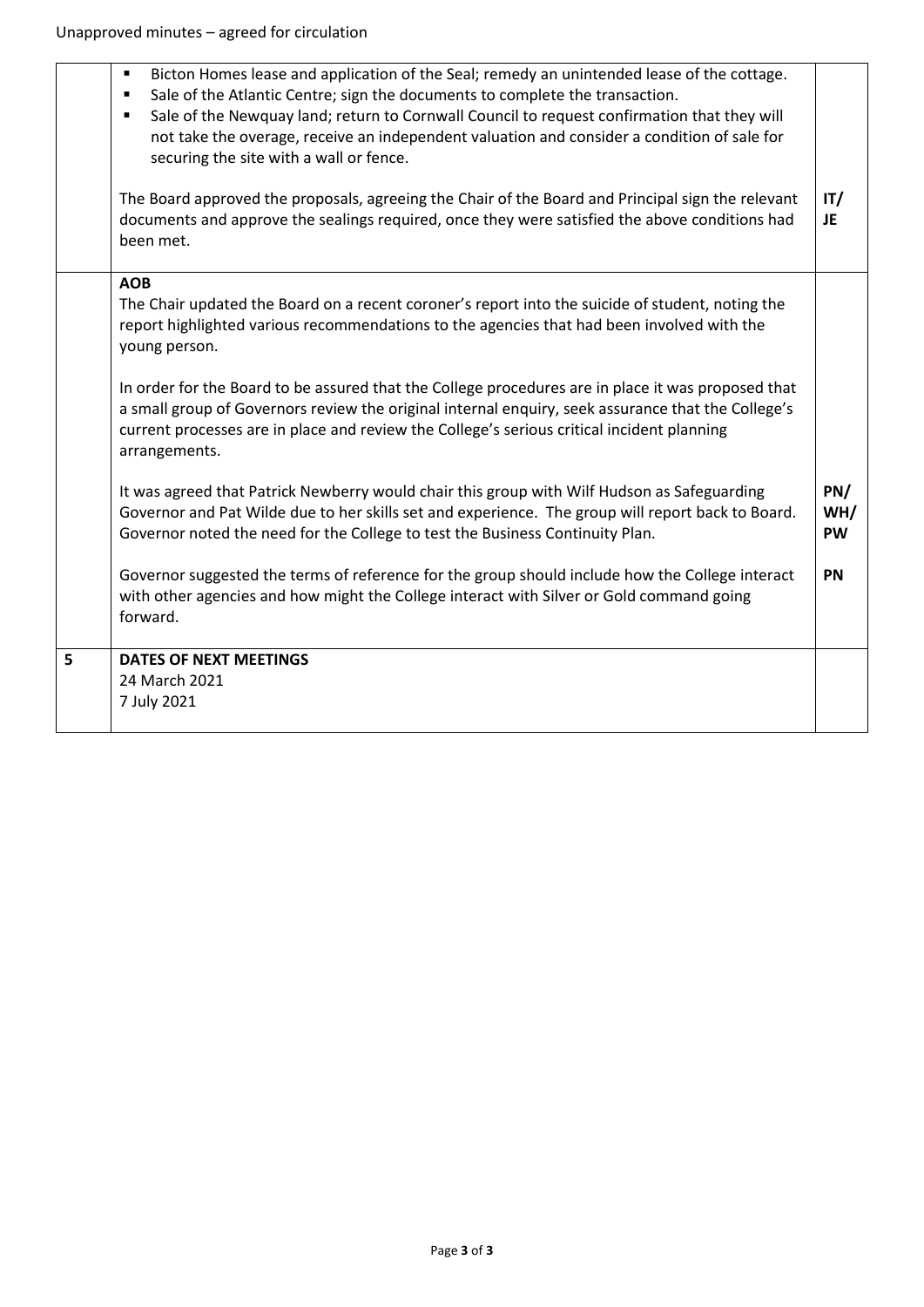Unapproved minutes – agreed for circulation

| | | |
|---|---|---|
| | ▪ Bicton Homes lease and application of the Seal; remedy an unintended lease of the cottage.<br>▪ Sale of the Atlantic Centre; sign the documents to complete the transaction.<br>▪ Sale of the Newquay land; return to Cornwall Council to request confirmation that they will not take the overage, receive an independent valuation and consider a condition of sale for securing the site with a wall or fence.<br><br>The Board approved the proposals, agreeing the Chair of the Board and Principal sign the relevant documents and approve the sealings required, once they were satisfied the above conditions had been met. | **IT/ JE** |
| | **AOB**<br>The Chair updated the Board on a recent coroner's report into the suicide of student, noting the report highlighted various recommendations to the agencies that had been involved with the young person.<br><br>In order for the Board to be assured that the College procedures are in place it was proposed that a small group of Governors review the original internal enquiry, seek assurance that the College's current processes are in place and review the College's serious critical incident planning arrangements.<br><br>It was agreed that Patrick Newberry would chair this group with Wilf Hudson as Safeguarding Governor and Pat Wilde due to her skills set and experience. The group will report back to Board. Governor noted the need for the College to test the Business Continuity Plan.<br><br>Governor suggested the terms of reference for the group should include how the College interact with other agencies and how might the College interact with Silver or Gold command going forward. | **PN/ WH/ PW**<br><br>**PN** |
| **5** | **DATES OF NEXT MEETINGS**<br>24 March 2021<br>7 July 2021 | |